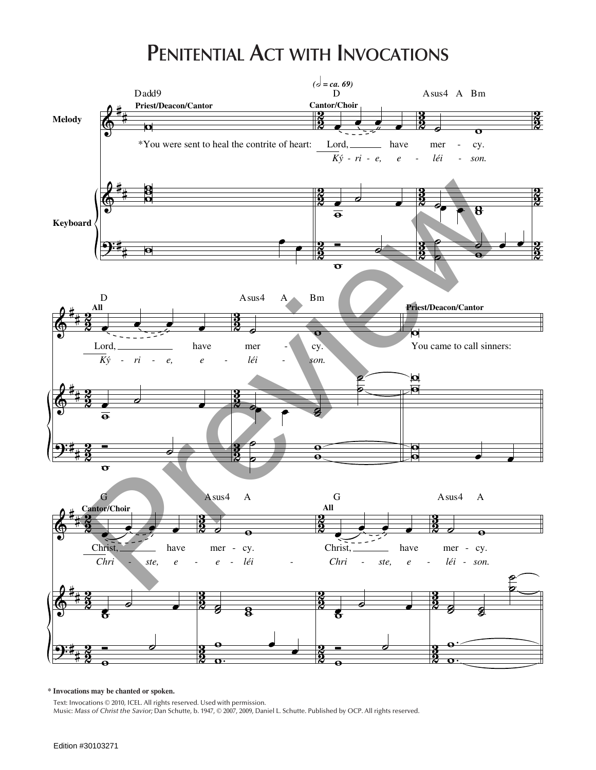# Penitential Act with Invocations

(𝅗𝅥 = ca. 69)

Priest/Deacon/Cantor: *You were sent to heal the contrite of heart:

Cantor/Choir: Lord, have mercy.
*Ký - ri - e, e - léi - son.*

All: Lord, have mercy.
*Ký - ri - e, e - léi - son.*

Priest/Deacon/Cantor: You came to call sinners:

Cantor/Choir: Christ, have mercy.
*Chri - ste, e - e - léi -*

All: Christ, have mercy.
*Chri - ste, e - léi - son.*

**\* Invocations may be chanted or spoken.**

Text: Invocations © 2010, ICEL. All rights reserved. Used with permission.
Music: *Mass of Christ the Savior;* Dan Schutte, b. 1947, © 2007, 2009, Daniel L. Schutte. Published by OCP. All rights reserved.

Edition #30103271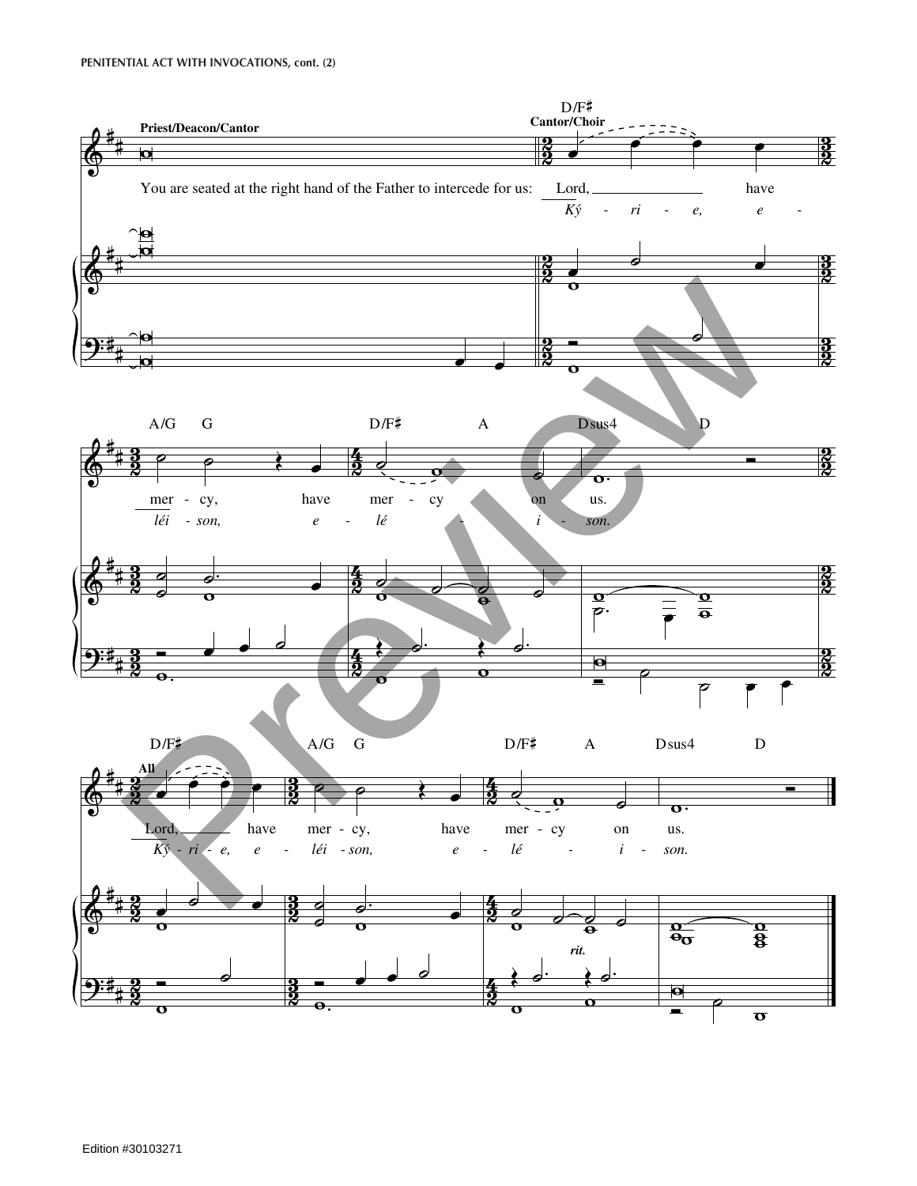**Priest/Deacon/Cantor**

You are seated at the right hand of the Father to intercede for us:

**Cantor/Choir**

Lord, have mercy, have mercy on us.

*Ký - ri - e, e - léi - son, e - lé - i - son.*

**All**

Lord, have mercy, have mercy on us.

*Ký - ri - e, e - léi - son, e - lé - i - son.*

Edition #30103271